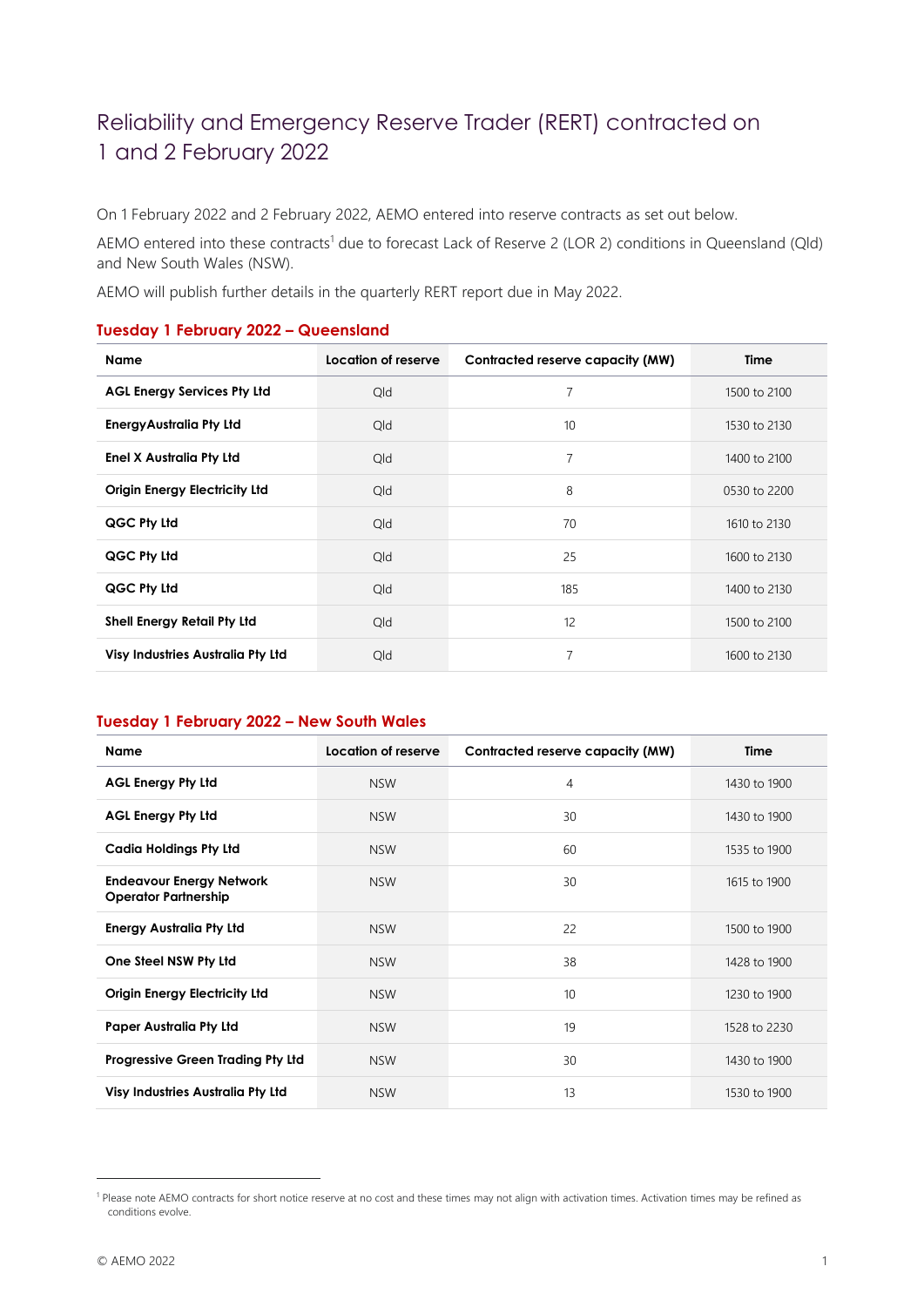# Reliability and Emergency Reserve Trader (RERT) contracted on 1 and 2 February 2022

On 1 February 2022 and 2 February 2022, AEMO entered into reserve contracts as set out below.

AEMO entered into these contracts[1] due to forecast Lack of Reserve 2 (LOR 2) conditions in Queensland (Qld) and New South Wales (NSW).

AEMO will publish further details in the quarterly RERT report due in May 2022.

## Tuesday 1 February 2022 – Queensland

| Name | Location of reserve | Contracted reserve capacity (MW) | Time |
|---|---|---|---|
| **AGL Energy Services Pty Ltd** | Qld | 7 | 1500 to 2100 |
| **EnergyAustralia Pty Ltd** | Qld | 10 | 1530 to 2130 |
| **Enel X Australia Pty Ltd** | Qld | 7 | 1400 to 2100 |
| **Origin Energy Electricity Ltd** | Qld | 8 | 0530 to 2200 |
| **QGC Pty Ltd** | Qld | 70 | 1610 to 2130 |
| **QGC Pty Ltd** | Qld | 25 | 1600 to 2130 |
| **QGC Pty Ltd** | Qld | 185 | 1400 to 2130 |
| **Shell Energy Retail Pty Ltd** | Qld | 12 | 1500 to 2100 |
| **Visy Industries Australia Pty Ltd** | Qld | 7 | 1600 to 2130 |

## Tuesday 1 February 2022 – New South Wales

| Name | Location of reserve | Contracted reserve capacity (MW) | Time |
|---|---|---|---|
| **AGL Energy Pty Ltd** | NSW | 4 | 1430 to 1900 |
| **AGL Energy Pty Ltd** | NSW | 30 | 1430 to 1900 |
| **Cadia Holdings Pty Ltd** | NSW | 60 | 1535 to 1900 |
| **Endeavour Energy Network Operator Partnership** | NSW | 30 | 1615 to 1900 |
| **Energy Australia Pty Ltd** | NSW | 22 | 1500 to 1900 |
| **One Steel NSW Pty Ltd** | NSW | 38 | 1428 to 1900 |
| **Origin Energy Electricity Ltd** | NSW | 10 | 1230 to 1900 |
| **Paper Australia Pty Ltd** | NSW | 19 | 1528 to 2230 |
| **Progressive Green Trading Pty Ltd** | NSW | 30 | 1430 to 1900 |
| **Visy Industries Australia Pty Ltd** | NSW | 13 | 1530 to 1900 |

[1] Please note AEMO contracts for short notice reserve at no cost and these times may not align with activation times. Activation times may be refined as conditions evolve.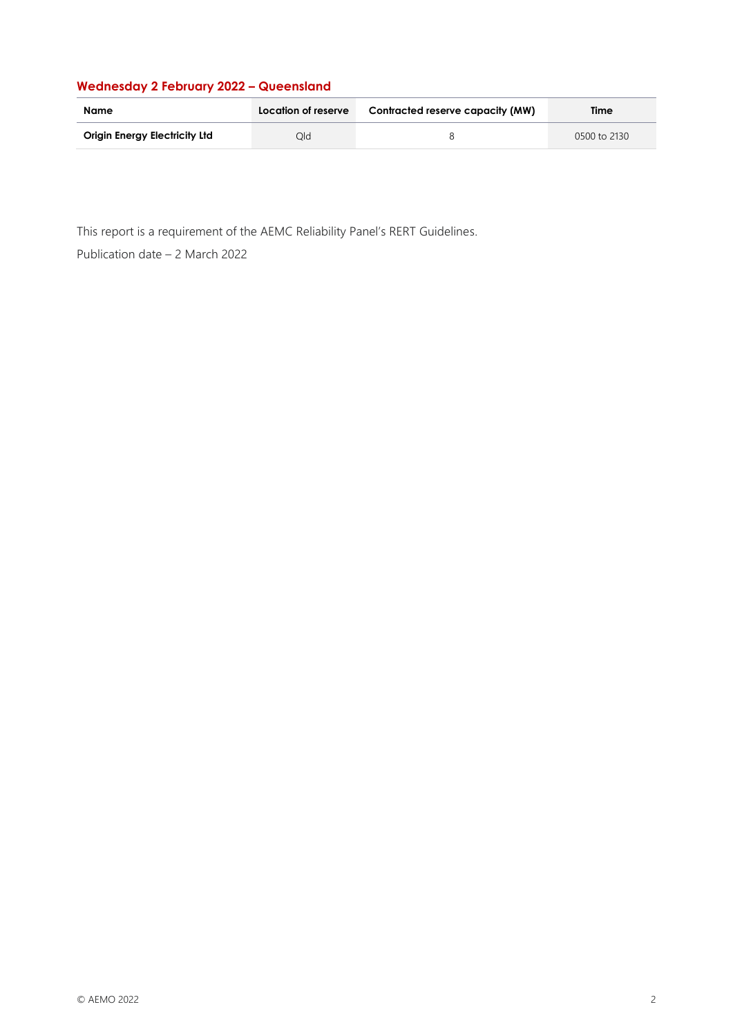### Wednesday 2 February 2022 – Queensland

| Name | Location of reserve | Contracted reserve capacity (MW) | Time |
|---|---|---|---|
| **Origin Energy Electricity Ltd** | Qld | 8 | 0500 to 2130 |

This report is a requirement of the AEMC Reliability Panel's RERT Guidelines.

Publication date – 2 March 2022